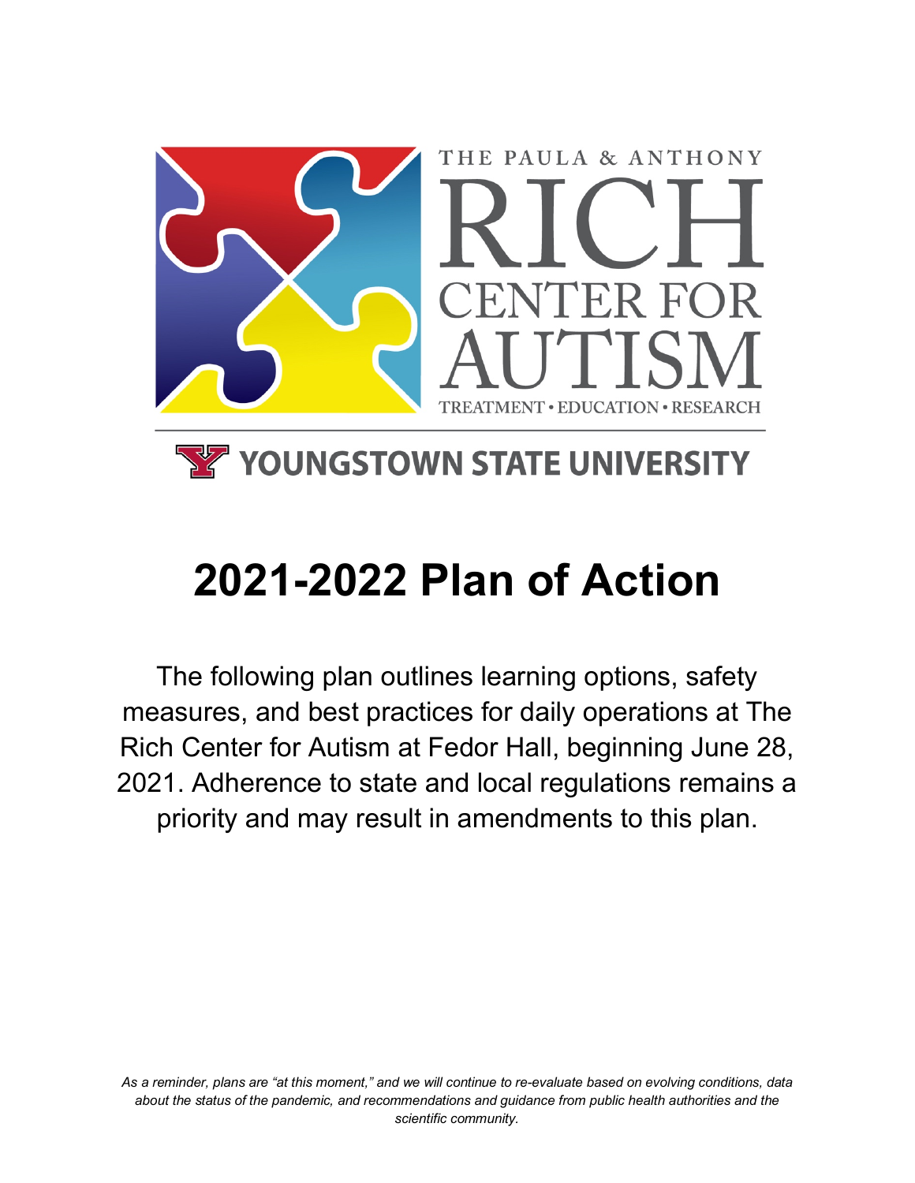THE PAULA & ANTHONY

RICH CENTER FOR AUTISM

TREATMENT • EDUCATION • RESEARCH

YOUNGSTOWN STATE UNIVERSITY

# 2021-2022 Plan of Action

The following plan outlines learning options, safety measures, and best practices for daily operations at The Rich Center for Autism at Fedor Hall, beginning June 28, 2021. Adherence to state and local regulations remains a priority and may result in amendments to this plan.

*As a reminder, plans are "at this moment," and we will continue to re-evaluate based on evolving conditions, data about the status of the pandemic, and recommendations and guidance from public health authorities and the scientific community.*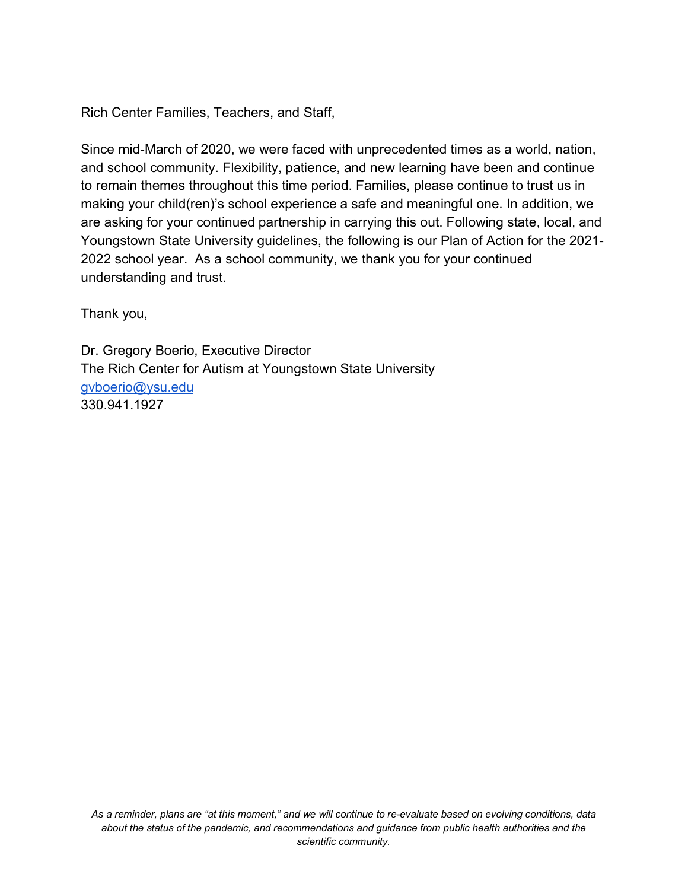Rich Center Families, Teachers, and Staff,

Since mid-March of 2020, we were faced with unprecedented times as a world, nation, and school community. Flexibility, patience, and new learning have been and continue to remain themes throughout this time period. Families, please continue to trust us in making your child(ren)'s school experience a safe and meaningful one. In addition, we are asking for your continued partnership in carrying this out. Following state, local, and Youngstown State University guidelines, the following is our Plan of Action for the 2021-2022 school year. As a school community, we thank you for your continued understanding and trust.

Thank you,

Dr. Gregory Boerio, Executive Director
The Rich Center for Autism at Youngstown State University
[gvboerio@ysu.edu](mailto:gvboerio@ysu.edu)
330.941.1927

*As a reminder, plans are "at this moment," and we will continue to re-evaluate based on evolving conditions, data about the status of the pandemic, and recommendations and guidance from public health authorities and the scientific community.*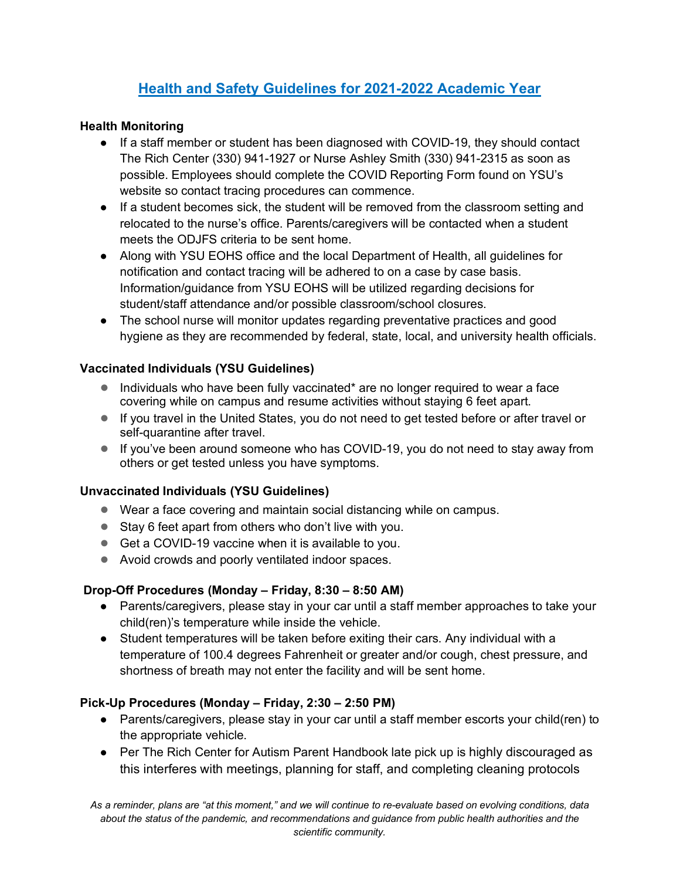# Health and Safety Guidelines for 2021-2022 Academic Year

**Health Monitoring**

- If a staff member or student has been diagnosed with COVID-19, they should contact The Rich Center (330) 941-1927 or Nurse Ashley Smith (330) 941-2315 as soon as possible. Employees should complete the COVID Reporting Form found on YSU's website so contact tracing procedures can commence.
- If a student becomes sick, the student will be removed from the classroom setting and relocated to the nurse's office. Parents/caregivers will be contacted when a student meets the ODJFS criteria to be sent home.
- Along with YSU EOHS office and the local Department of Health, all guidelines for notification and contact tracing will be adhered to on a case by case basis. Information/guidance from YSU EOHS will be utilized regarding decisions for student/staff attendance and/or possible classroom/school closures.
- The school nurse will monitor updates regarding preventative practices and good hygiene as they are recommended by federal, state, local, and university health officials.

**Vaccinated Individuals (YSU Guidelines)**

- Individuals who have been fully vaccinated* are no longer required to wear a face covering while on campus and resume activities without staying 6 feet apart.
- If you travel in the United States, you do not need to get tested before or after travel or self-quarantine after travel.
- If you've been around someone who has COVID-19, you do not need to stay away from others or get tested unless you have symptoms.

**Unvaccinated Individuals (YSU Guidelines)**

- Wear a face covering and maintain social distancing while on campus.
- Stay 6 feet apart from others who don't live with you.
- Get a COVID-19 vaccine when it is available to you.
- Avoid crowds and poorly ventilated indoor spaces.

**Drop-Off Procedures (Monday – Friday, 8:30 – 8:50 AM)**

- Parents/caregivers, please stay in your car until a staff member approaches to take your child(ren)'s temperature while inside the vehicle.
- Student temperatures will be taken before exiting their cars. Any individual with a temperature of 100.4 degrees Fahrenheit or greater and/or cough, chest pressure, and shortness of breath may not enter the facility and will be sent home.

**Pick-Up Procedures (Monday – Friday, 2:30 – 2:50 PM)**

- Parents/caregivers, please stay in your car until a staff member escorts your child(ren) to the appropriate vehicle.
- Per The Rich Center for Autism Parent Handbook late pick up is highly discouraged as this interferes with meetings, planning for staff, and completing cleaning protocols

*As a reminder, plans are "at this moment," and we will continue to re-evaluate based on evolving conditions, data about the status of the pandemic, and recommendations and guidance from public health authorities and the scientific community.*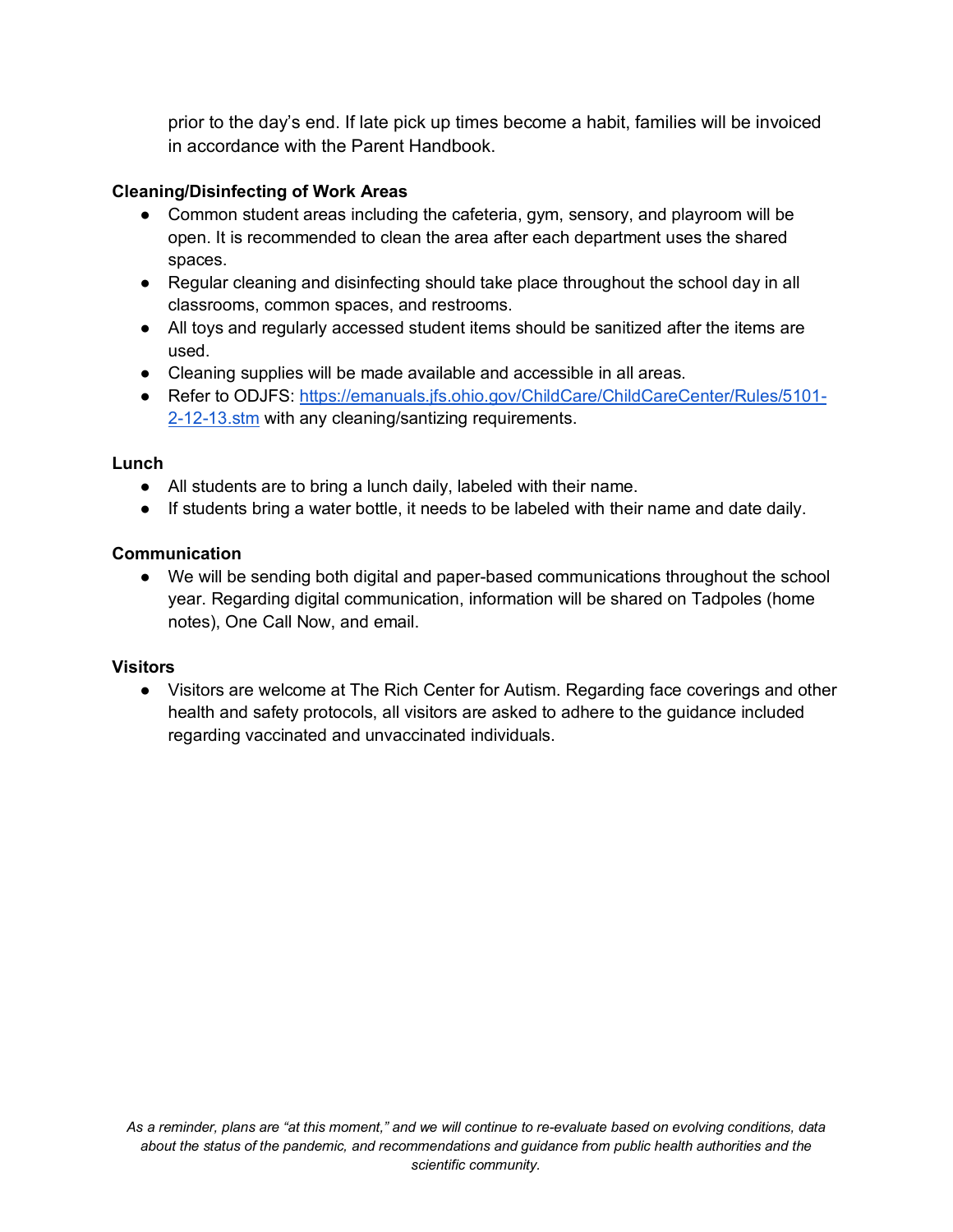prior to the day's end. If late pick up times become a habit, families will be invoiced in accordance with the Parent Handbook.

**Cleaning/Disinfecting of Work Areas**

- Common student areas including the cafeteria, gym, sensory, and playroom will be open. It is recommended to clean the area after each department uses the shared spaces.
- Regular cleaning and disinfecting should take place throughout the school day in all classrooms, common spaces, and restrooms.
- All toys and regularly accessed student items should be sanitized after the items are used.
- Cleaning supplies will be made available and accessible in all areas.
- Refer to ODJFS: [https://emanuals.jfs.ohio.gov/ChildCare/ChildCareCenter/Rules/5101-2-12-13.stm](https://emanuals.jfs.ohio.gov/ChildCare/ChildCareCenter/Rules/5101-2-12-13.stm) with any cleaning/santizing requirements.

**Lunch**

- All students are to bring a lunch daily, labeled with their name.
- If students bring a water bottle, it needs to be labeled with their name and date daily.

**Communication**

- We will be sending both digital and paper-based communications throughout the school year. Regarding digital communication, information will be shared on Tadpoles (home notes), One Call Now, and email.

**Visitors**

- Visitors are welcome at The Rich Center for Autism. Regarding face coverings and other health and safety protocols, all visitors are asked to adhere to the guidance included regarding vaccinated and unvaccinated individuals.

*As a reminder, plans are "at this moment," and we will continue to re-evaluate based on evolving conditions, data about the status of the pandemic, and recommendations and guidance from public health authorities and the scientific community.*